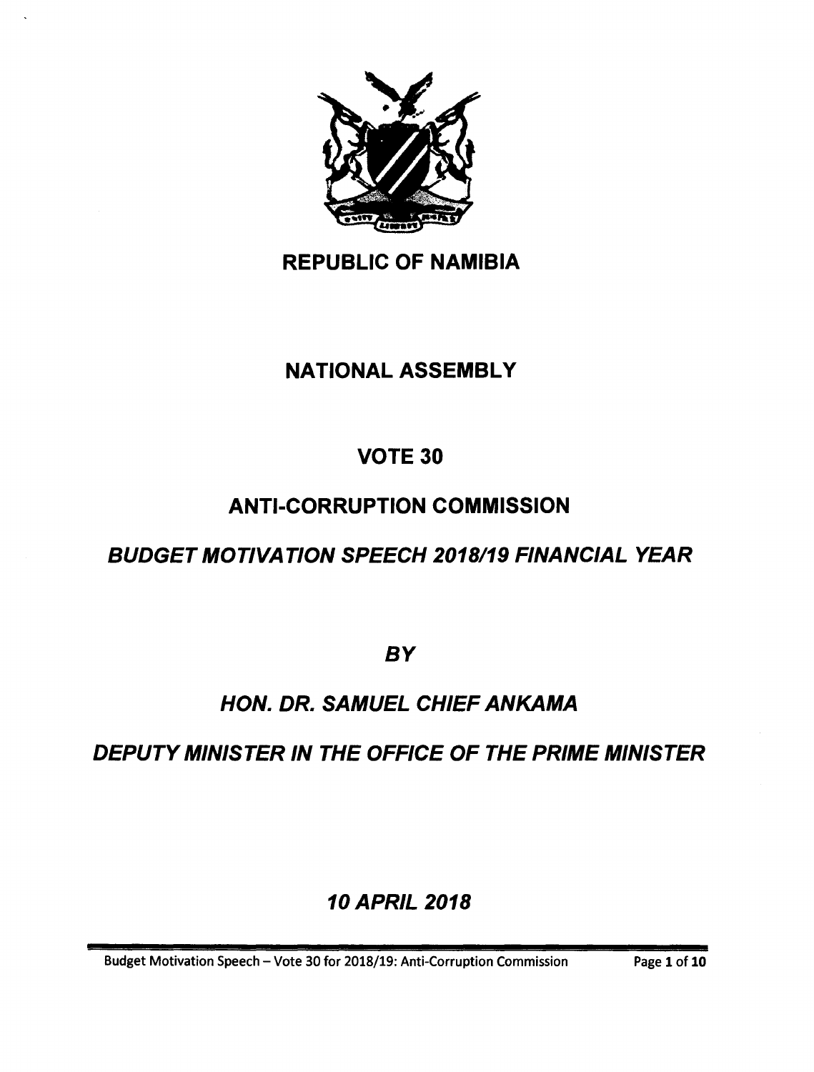# REPUBLIC OF NAMIBIA

## NATIONAL ASSEMBLY

## VOTE 30

## ANTI-CORRUPTION COMMISSION

## *BUDGET MOTIVATION SPEECH 2018/19 FINANCIAL YEAR*

***BY***

***HON. DR. SAMUEL CHIEF ANKAMA***

***DEPUTY MINISTER IN THE OFFICE OF THE PRIME MINISTER***

***10 APRIL 2018***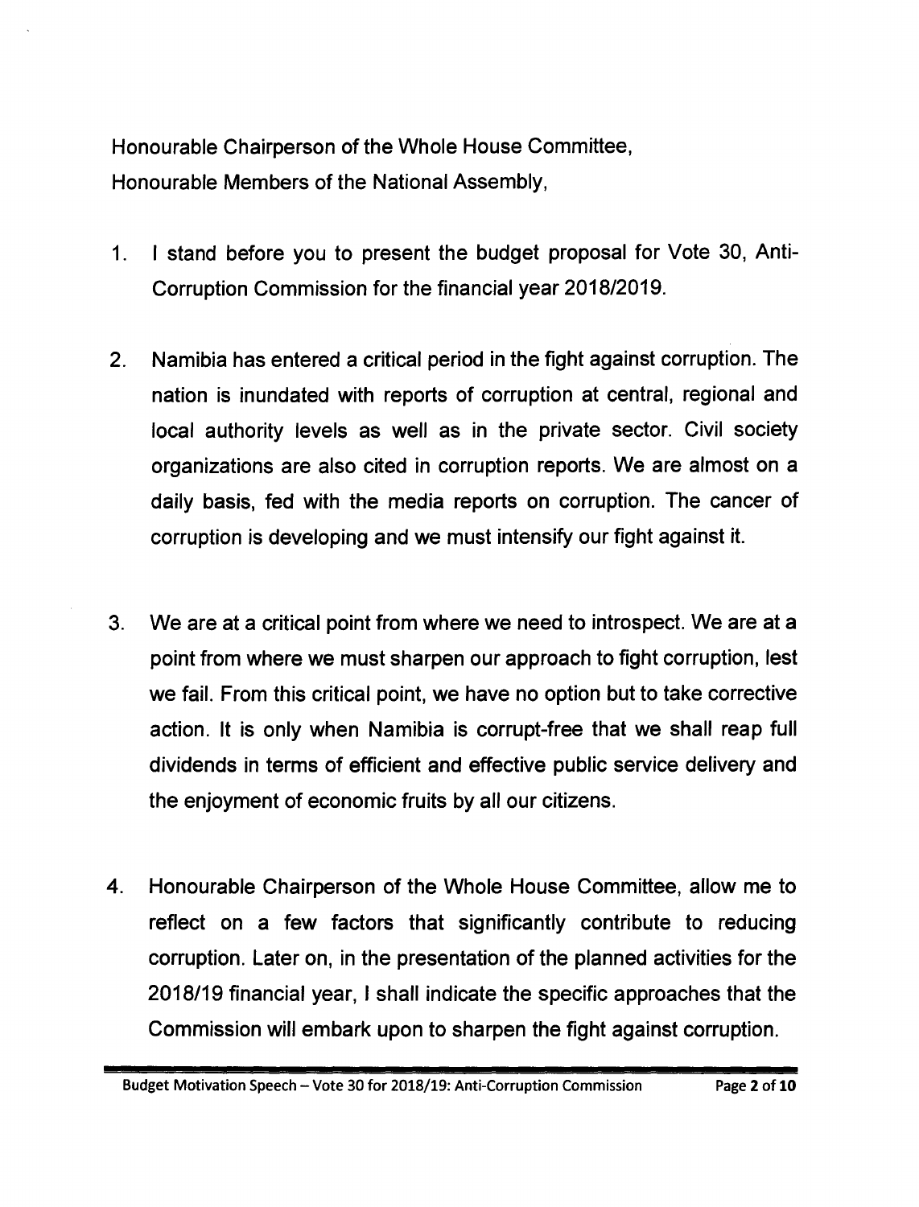Honourable Chairperson of the Whole House Committee,
Honourable Members of the National Assembly,

1. I stand before you to present the budget proposal for Vote 30, Anti-Corruption Commission for the financial year 2018/2019.

2. Namibia has entered a critical period in the fight against corruption. The nation is inundated with reports of corruption at central, regional and local authority levels as well as in the private sector. Civil society organizations are also cited in corruption reports. We are almost on a daily basis, fed with the media reports on corruption. The cancer of corruption is developing and we must intensify our fight against it.

3. We are at a critical point from where we need to introspect. We are at a point from where we must sharpen our approach to fight corruption, lest we fail. From this critical point, we have no option but to take corrective action. It is only when Namibia is corrupt-free that we shall reap full dividends in terms of efficient and effective public service delivery and the enjoyment of economic fruits by all our citizens.

4. Honourable Chairperson of the Whole House Committee, allow me to reflect on a few factors that significantly contribute to reducing corruption. Later on, in the presentation of the planned activities for the 2018/19 financial year, I shall indicate the specific approaches that the Commission will embark upon to sharpen the fight against corruption.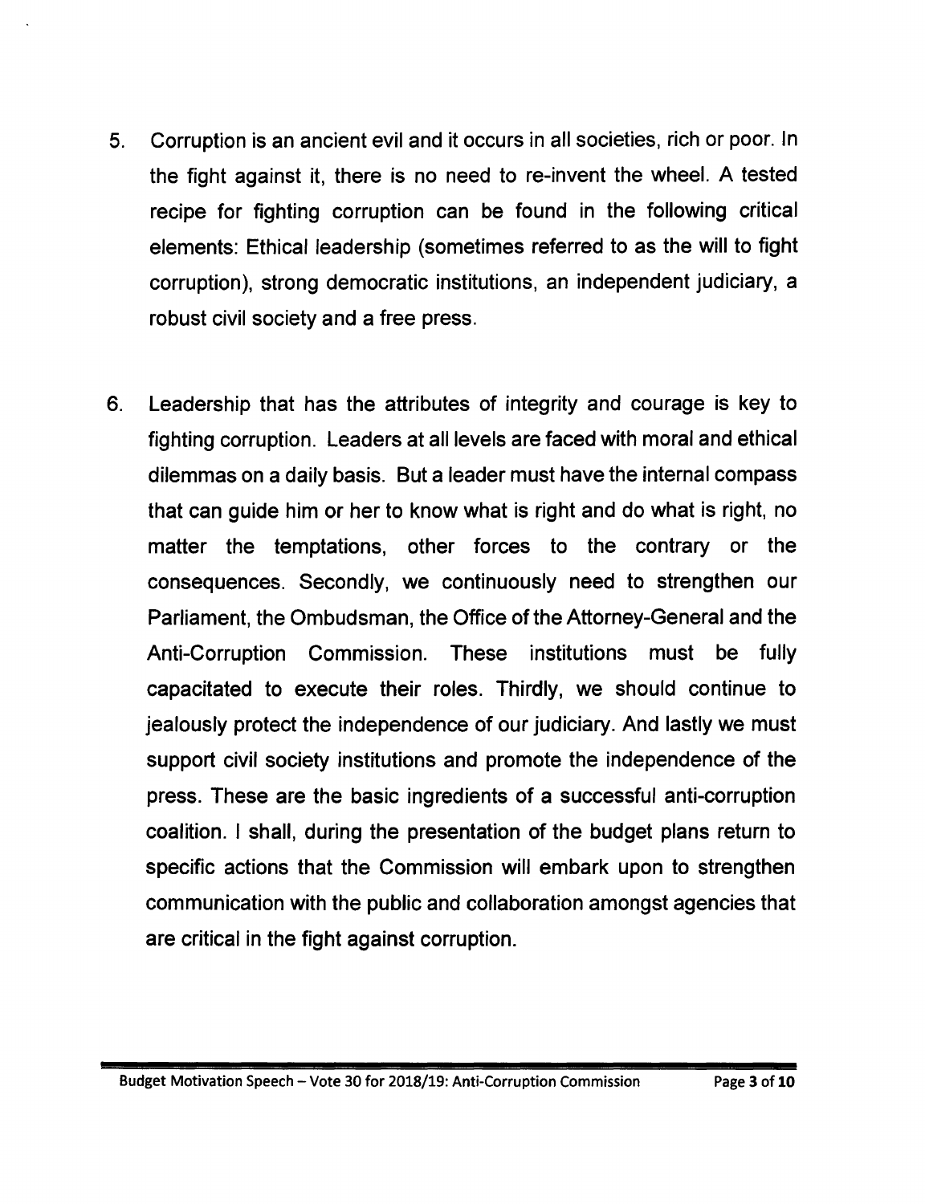5. Corruption is an ancient evil and it occurs in all societies, rich or poor. In the fight against it, there is no need to re-invent the wheel. A tested recipe for fighting corruption can be found in the following critical elements: Ethical leadership (sometimes referred to as the will to fight corruption), strong democratic institutions, an independent judiciary, a robust civil society and a free press.

6. Leadership that has the attributes of integrity and courage is key to fighting corruption. Leaders at all levels are faced with moral and ethical dilemmas on a daily basis. But a leader must have the internal compass that can guide him or her to know what is right and do what is right, no matter the temptations, other forces to the contrary or the consequences. Secondly, we continuously need to strengthen our Parliament, the Ombudsman, the Office of the Attorney-General and the Anti-Corruption Commission. These institutions must be fully capacitated to execute their roles. Thirdly, we should continue to jealously protect the independence of our judiciary. And lastly we must support civil society institutions and promote the independence of the press. These are the basic ingredients of a successful anti-corruption coalition. I shall, during the presentation of the budget plans return to specific actions that the Commission will embark upon to strengthen communication with the public and collaboration amongst agencies that are critical in the fight against corruption.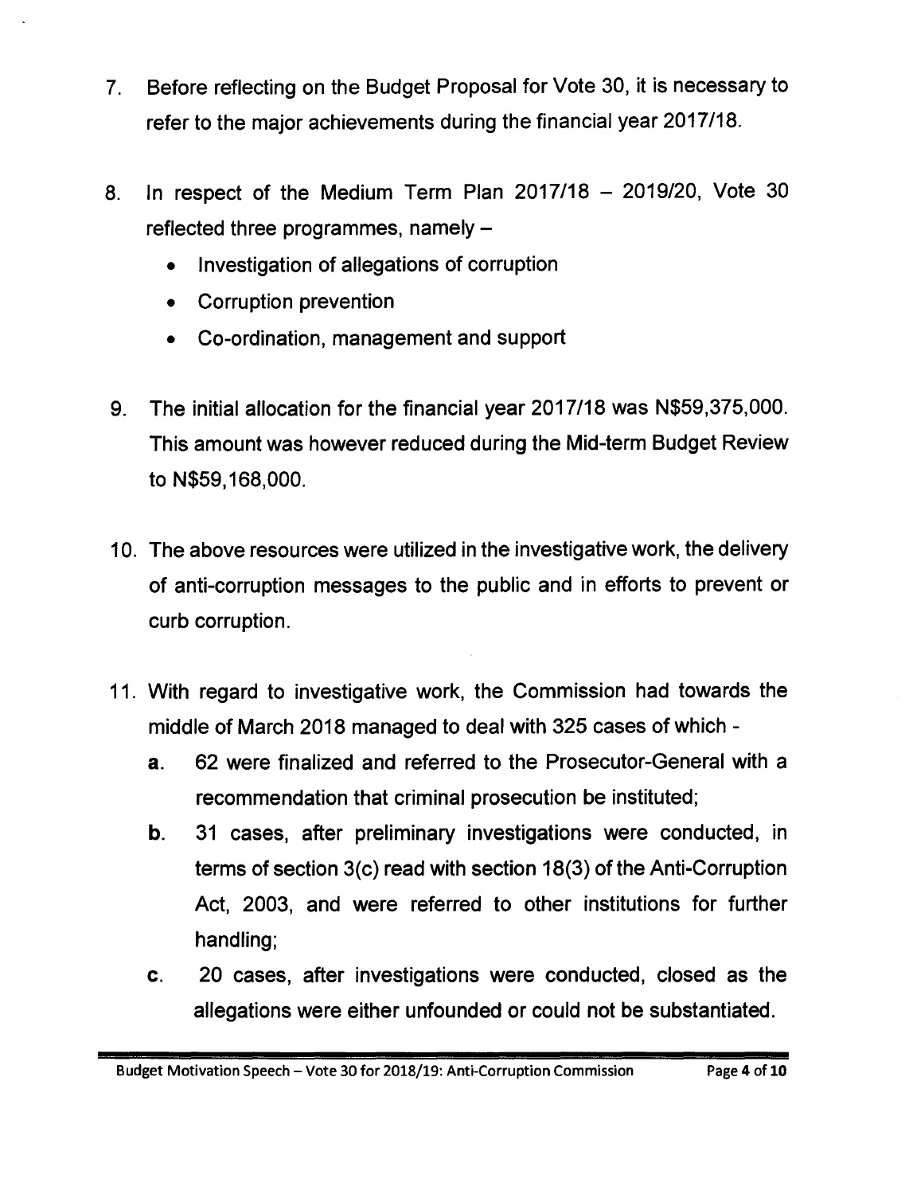7. Before reflecting on the Budget Proposal for Vote 30, it is necessary to refer to the major achievements during the financial year 2017/18.

8. In respect of the Medium Term Plan 2017/18 – 2019/20, Vote 30 reflected three programmes, namely –
   - Investigation of allegations of corruption
   - Corruption prevention
   - Co-ordination, management and support

9. The initial allocation for the financial year 2017/18 was N$59,375,000. This amount was however reduced during the Mid-term Budget Review to N$59,168,000.

10. The above resources were utilized in the investigative work, the delivery of anti-corruption messages to the public and in efforts to prevent or curb corruption.

11. With regard to investigative work, the Commission had towards the middle of March 2018 managed to deal with 325 cases of which -
    **a.** 62 were finalized and referred to the Prosecutor-General with a recommendation that criminal prosecution be instituted;
    **b.** 31 cases, after preliminary investigations were conducted, in terms of section 3(c) read with section 18(3) of the Anti-Corruption Act, 2003, and were referred to other institutions for further handling;
    **c.** 20 cases, after investigations were conducted, closed as the allegations were either unfounded or could not be substantiated.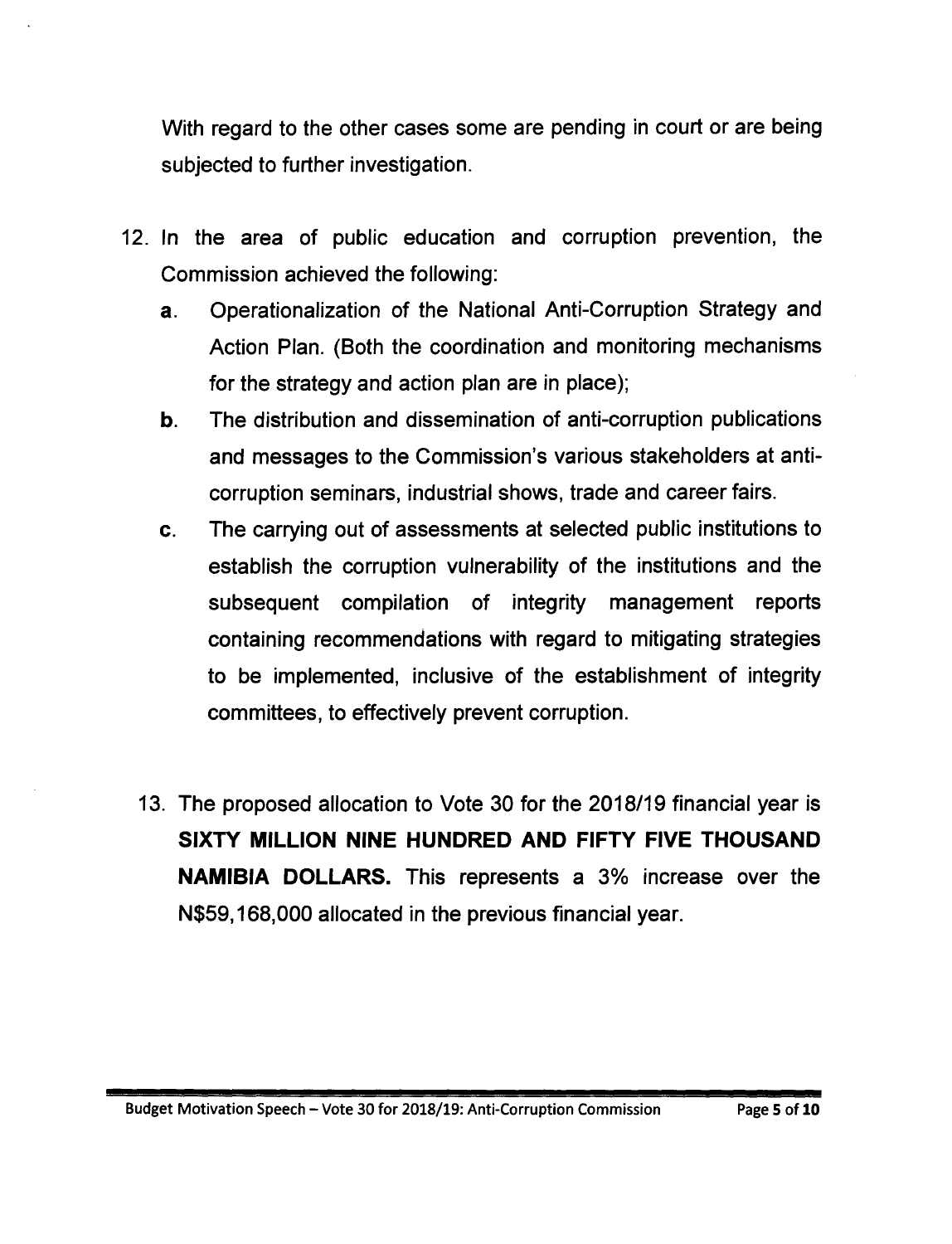With regard to the other cases some are pending in court or are being subjected to further investigation.

12. In the area of public education and corruption prevention, the Commission achieved the following:
    - **a.** Operationalization of the National Anti-Corruption Strategy and Action Plan. (Both the coordination and monitoring mechanisms for the strategy and action plan are in place);
    - **b.** The distribution and dissemination of anti-corruption publications and messages to the Commission's various stakeholders at anti-corruption seminars, industrial shows, trade and career fairs.
    - **c.** The carrying out of assessments at selected public institutions to establish the corruption vulnerability of the institutions and the subsequent compilation of integrity management reports containing recommendations with regard to mitigating strategies to be implemented, inclusive of the establishment of integrity committees, to effectively prevent corruption.

13. The proposed allocation to Vote 30 for the 2018/19 financial year is **SIXTY MILLION NINE HUNDRED AND FIFTY FIVE THOUSAND NAMIBIA DOLLARS.** This represents a 3% increase over the N$59,168,000 allocated in the previous financial year.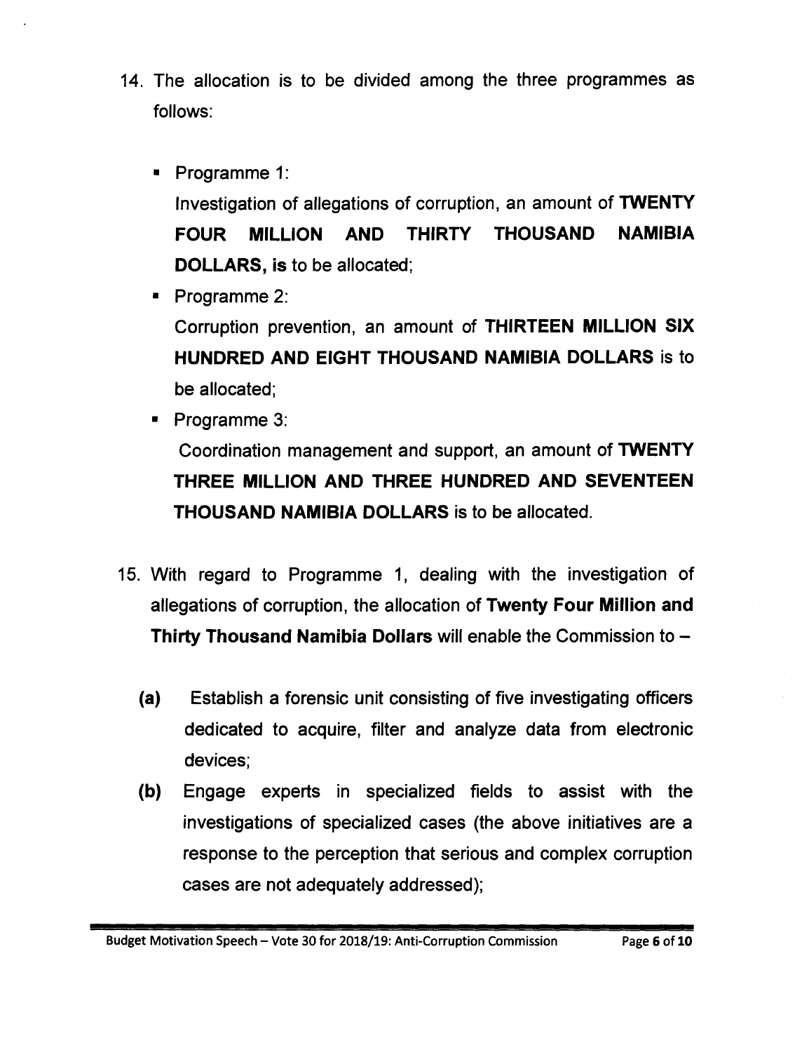14. The allocation is to be divided among the three programmes as follows:

    - Programme 1:
      Investigation of allegations of corruption, an amount of **TWENTY FOUR MILLION AND THIRTY THOUSAND NAMIBIA DOLLARS, is** to be allocated;
    - Programme 2:
      Corruption prevention, an amount of **THIRTEEN MILLION SIX HUNDRED AND EIGHT THOUSAND NAMIBIA DOLLARS** is to be allocated;
    - Programme 3:
      Coordination management and support, an amount of **TWENTY THREE MILLION AND THREE HUNDRED AND SEVENTEEN THOUSAND NAMIBIA DOLLARS** is to be allocated.

15. With regard to Programme 1, dealing with the investigation of allegations of corruption, the allocation of **Twenty Four Million and Thirty Thousand Namibia Dollars** will enable the Commission to –

    **(a)** Establish a forensic unit consisting of five investigating officers dedicated to acquire, filter and analyze data from electronic devices;

    **(b)** Engage experts in specialized fields to assist with the investigations of specialized cases (the above initiatives are a response to the perception that serious and complex corruption cases are not adequately addressed);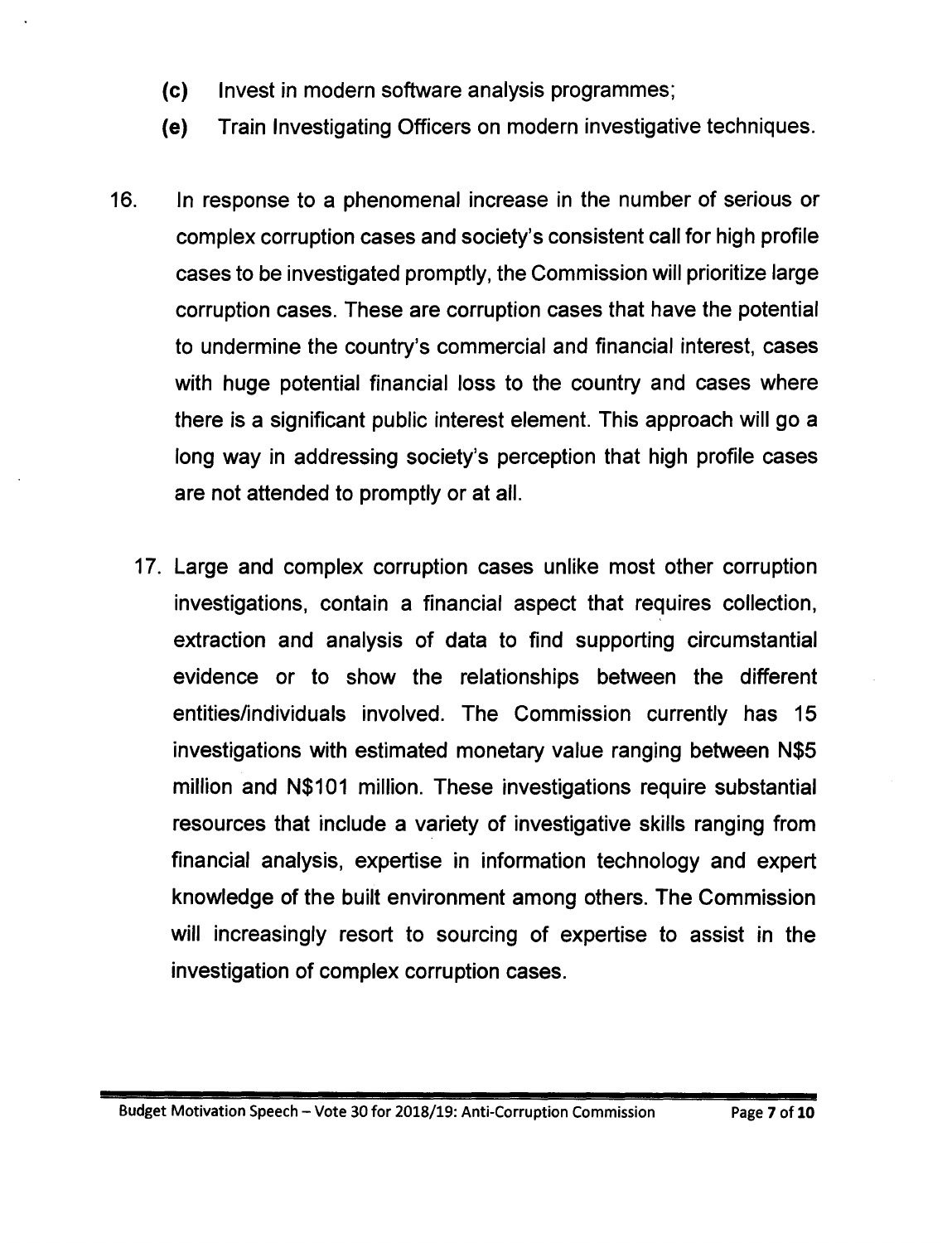(c) Invest in modern software analysis programmes;

(e) Train Investigating Officers on modern investigative techniques.

16. In response to a phenomenal increase in the number of serious or complex corruption cases and society's consistent call for high profile cases to be investigated promptly, the Commission will prioritize large corruption cases. These are corruption cases that have the potential to undermine the country's commercial and financial interest, cases with huge potential financial loss to the country and cases where there is a significant public interest element. This approach will go a long way in addressing society's perception that high profile cases are not attended to promptly or at all.

17. Large and complex corruption cases unlike most other corruption investigations, contain a financial aspect that requires collection, extraction and analysis of data to find supporting circumstantial evidence or to show the relationships between the different entities/individuals involved. The Commission currently has 15 investigations with estimated monetary value ranging between N$5 million and N$101 million. These investigations require substantial resources that include a variety of investigative skills ranging from financial analysis, expertise in information technology and expert knowledge of the built environment among others. The Commission will increasingly resort to sourcing of expertise to assist in the investigation of complex corruption cases.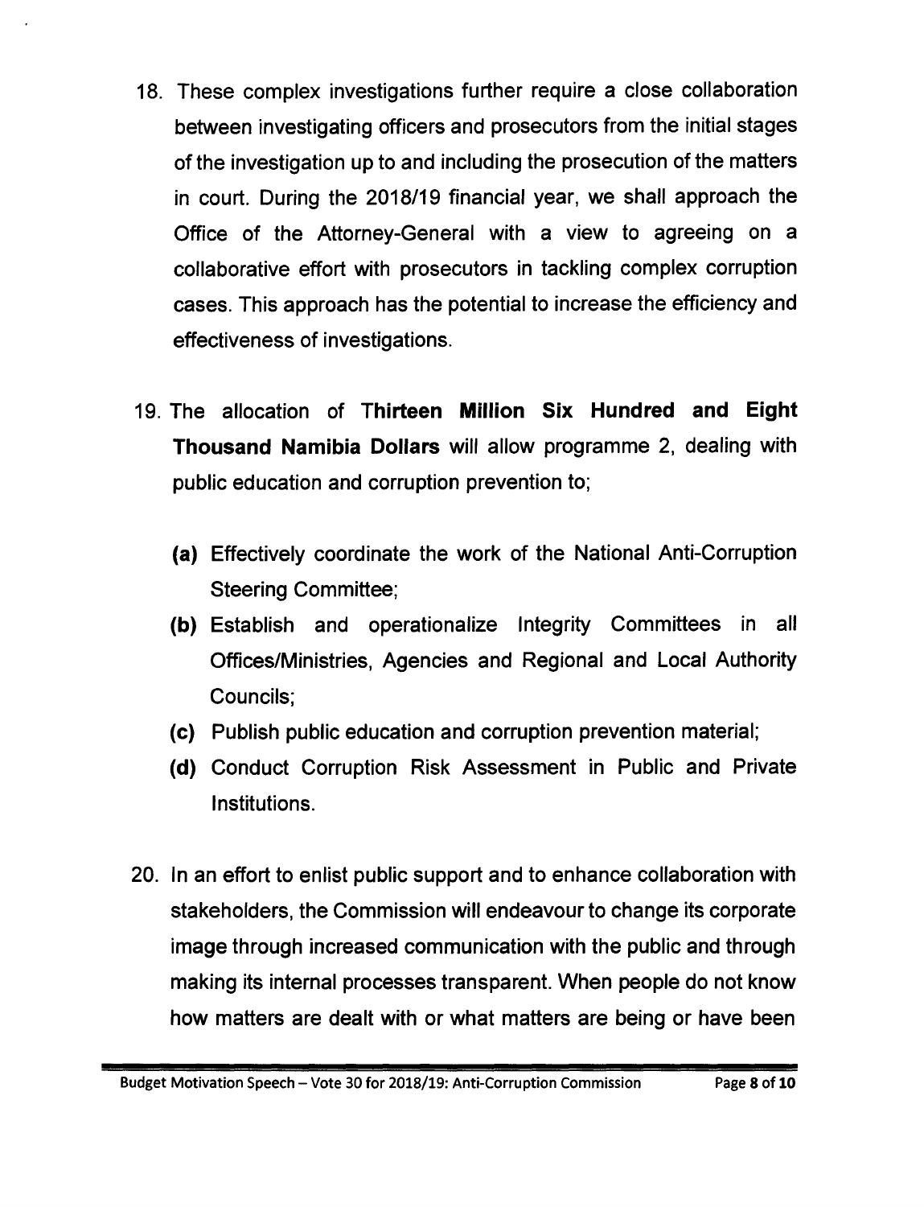18. These complex investigations further require a close collaboration between investigating officers and prosecutors from the initial stages of the investigation up to and including the prosecution of the matters in court. During the 2018/19 financial year, we shall approach the Office of the Attorney-General with a view to agreeing on a collaborative effort with prosecutors in tackling complex corruption cases. This approach has the potential to increase the efficiency and effectiveness of investigations.

19. The allocation of **Thirteen Million Six Hundred and Eight Thousand Namibia Dollars** will allow programme 2, dealing with public education and corruption prevention to;

    **(a)** Effectively coordinate the work of the National Anti-Corruption Steering Committee;

    **(b)** Establish and operationalize Integrity Committees in all Offices/Ministries, Agencies and Regional and Local Authority Councils;

    **(c)** Publish public education and corruption prevention material;

    **(d)** Conduct Corruption Risk Assessment in Public and Private Institutions.

20. In an effort to enlist public support and to enhance collaboration with stakeholders, the Commission will endeavour to change its corporate image through increased communication with the public and through making its internal processes transparent. When people do not know how matters are dealt with or what matters are being or have been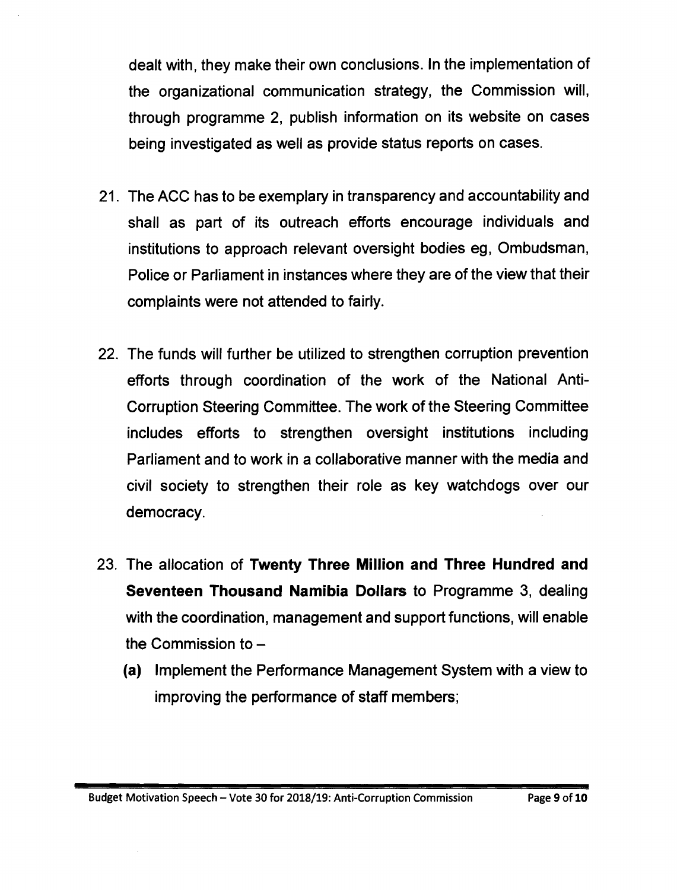dealt with, they make their own conclusions. In the implementation of the organizational communication strategy, the Commission will, through programme 2, publish information on its website on cases being investigated as well as provide status reports on cases.

21. The ACC has to be exemplary in transparency and accountability and shall as part of its outreach efforts encourage individuals and institutions to approach relevant oversight bodies eg, Ombudsman, Police or Parliament in instances where they are of the view that their complaints were not attended to fairly.

22. The funds will further be utilized to strengthen corruption prevention efforts through coordination of the work of the National Anti-Corruption Steering Committee. The work of the Steering Committee includes efforts to strengthen oversight institutions including Parliament and to work in a collaborative manner with the media and civil society to strengthen their role as key watchdogs over our democracy.

23. The allocation of **Twenty Three Million and Three Hundred and Seventeen Thousand Namibia Dollars** to Programme 3, dealing with the coordination, management and support functions, will enable the Commission to –

    **(a)** Implement the Performance Management System with a view to improving the performance of staff members;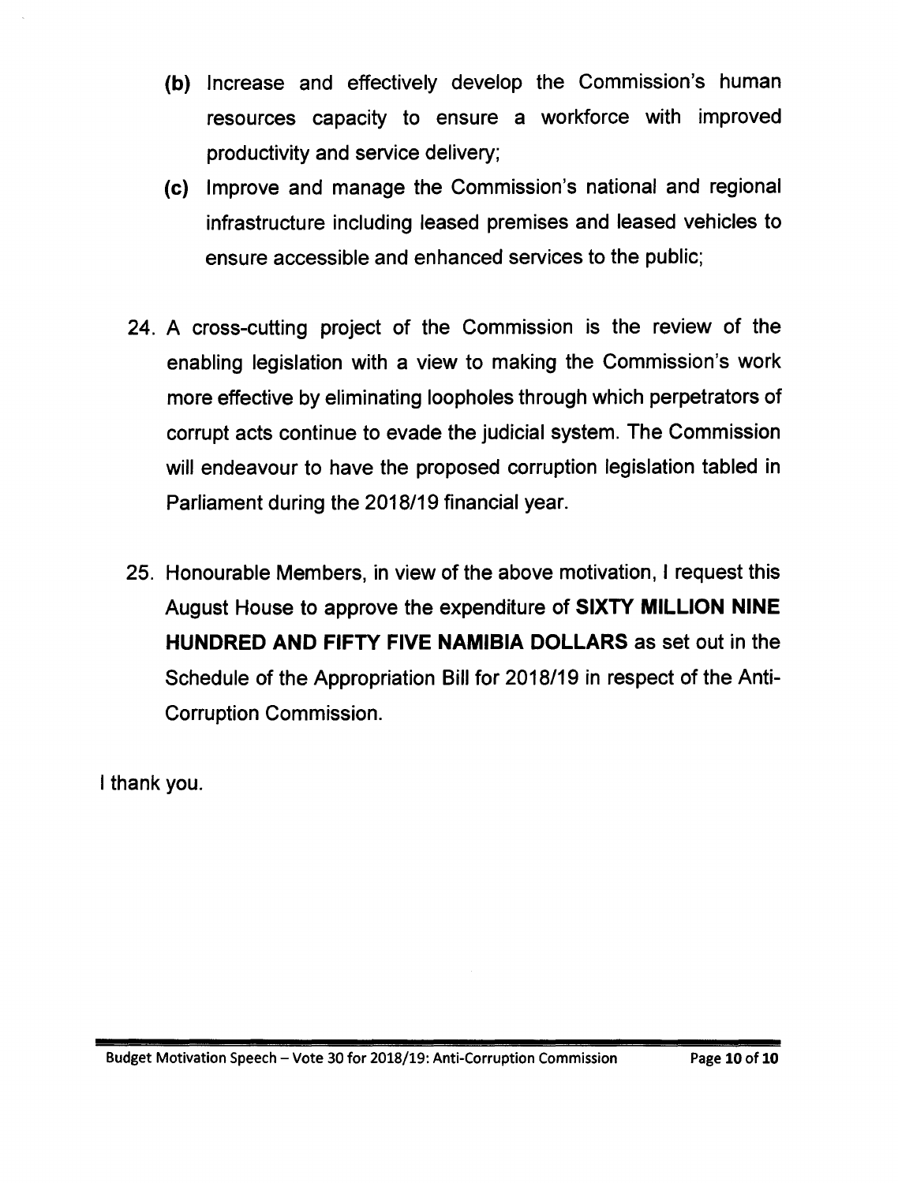(b) Increase and effectively develop the Commission's human resources capacity to ensure a workforce with improved productivity and service delivery;

(c) Improve and manage the Commission's national and regional infrastructure including leased premises and leased vehicles to ensure accessible and enhanced services to the public;

24. A cross-cutting project of the Commission is the review of the enabling legislation with a view to making the Commission's work more effective by eliminating loopholes through which perpetrators of corrupt acts continue to evade the judicial system. The Commission will endeavour to have the proposed corruption legislation tabled in Parliament during the 2018/19 financial year.

25. Honourable Members, in view of the above motivation, I request this August House to approve the expenditure of **SIXTY MILLION NINE HUNDRED AND FIFTY FIVE NAMIBIA DOLLARS** as set out in the Schedule of the Appropriation Bill for 2018/19 in respect of the Anti-Corruption Commission.

I thank you.